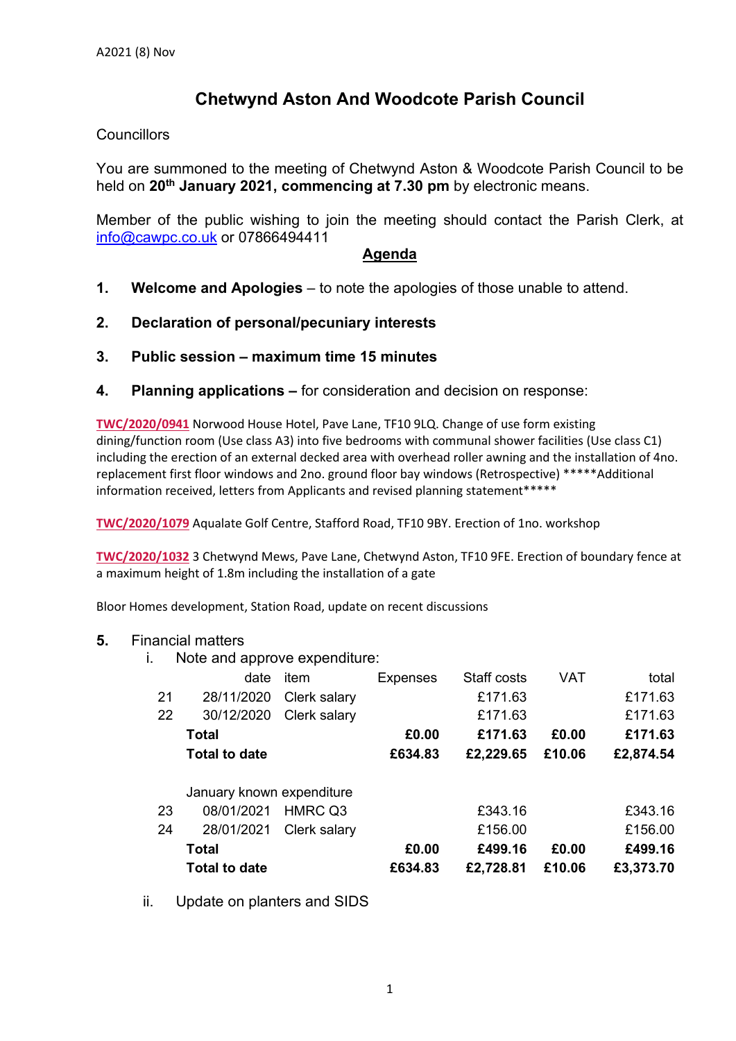A2021 (8) Nov

# Chetwynd Aston And Woodcote Parish Council

Councillors

You are summoned to the meeting of Chetwynd Aston & Woodcote Parish Council to be held on **20th January 2021, commencing at 7.30 pm** by electronic means.

Member of the public wishing to join the meeting should contact the Parish Clerk, at info@cawpc.co.uk or 07866494411

## Agenda

1. **Welcome and Apologies** – to note the apologies of those unable to attend.

2. **Declaration of personal/pecuniary interests**

3. **Public session – maximum time 15 minutes**

4. **Planning applications –** for consideration and decision on response:

**TWC/2020/0941** Norwood House Hotel, Pave Lane, TF10 9LQ. Change of use form existing dining/function room (Use class A3) into five bedrooms with communal shower facilities (Use class C1) including the erection of an external decked area with overhead roller awning and the installation of 4no. replacement first floor windows and 2no. ground floor bay windows (Retrospective) *****Additional information received, letters from Applicants and revised planning statement*****

**TWC/2020/1079** Aqualate Golf Centre, Stafford Road, TF10 9BY. Erection of 1no. workshop

**TWC/2020/1032** 3 Chetwynd Mews, Pave Lane, Chetwynd Aston, TF10 9FE. Erection of boundary fence at a maximum height of 1.8m including the installation of a gate

Bloor Homes development, Station Road, update on recent discussions

5. Financial matters
   i. Note and approve expenditure:

| | date | item | Expenses | Staff costs | VAT | total |
|---|---|---|---|---|---|---|
| 21 | 28/11/2020 | Clerk salary | | £171.63 | | £171.63 |
| 22 | 30/12/2020 | Clerk salary | | £171.63 | | £171.63 |
| | **Total** | | **£0.00** | **£171.63** | **£0.00** | **£171.63** |
| | **Total to date** | | **£634.83** | **£2,229.65** | **£10.06** | **£2,874.54** |
| | | | | | | |
| | January known expenditure | | | | | |
| 23 | 08/01/2021 | HMRC Q3 | | £343.16 | | £343.16 |
| 24 | 28/01/2021 | Clerk salary | | £156.00 | | £156.00 |
| | **Total** | | **£0.00** | **£499.16** | **£0.00** | **£499.16** |
| | **Total to date** | | **£634.83** | **£2,728.81** | **£10.06** | **£3,373.70** |

   ii. Update on planters and SIDS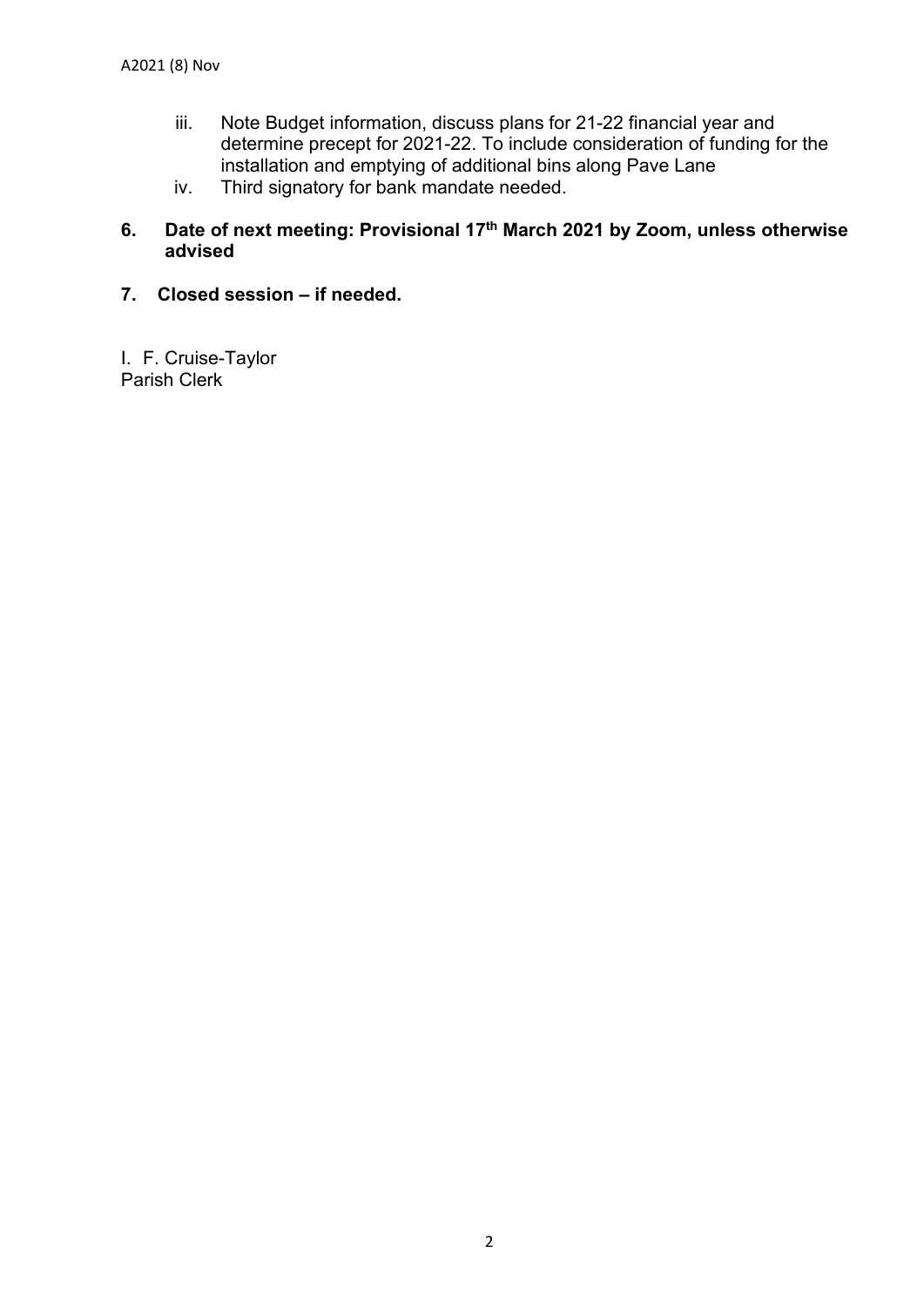iii. Note Budget information, discuss plans for 21-22 financial year and determine precept for 2021-22. To include consideration of funding for the installation and emptying of additional bins along Pave Lane

iv. Third signatory for bank mandate needed.

**6. Date of next meeting: Provisional 17th March 2021 by Zoom, unless otherwise advised**

**7. Closed session – if needed.**

I. F. Cruise-Taylor
Parish Clerk